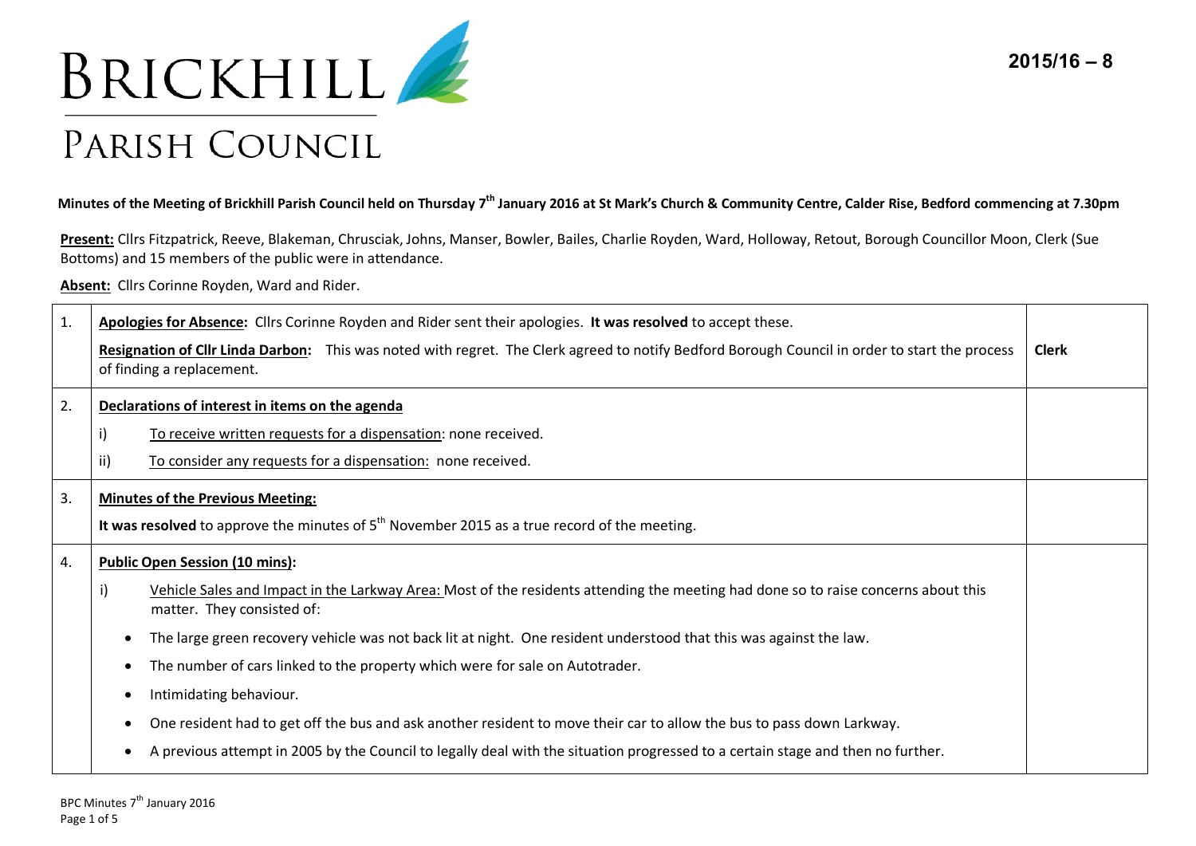# BRICKHILL PARISH COUNCIL

**2015/16 – 8**

**Minutes of the Meeting of Brickhill Parish Council held on Thursday 7th January 2016 at St Mark's Church & Community Centre, Calder Rise, Bedford commencing at 7.30pm**

**Present:** Cllrs Fitzpatrick, Reeve, Blakeman, Chrusciak, Johns, Manser, Bowler, Bailes, Charlie Royden, Ward, Holloway, Retout, Borough Councillor Moon, Clerk (Sue Bottoms) and 15 members of the public were in attendance.

**Absent:** Cllrs Corinne Royden, Ward and Rider.

| | | |
|---|---|---|
| 1. | **Apologies for Absence:** Cllrs Corinne Royden and Rider sent their apologies. **It was resolved** to accept these.<br><br>**Resignation of Cllr Linda Darbon:** This was noted with regret. The Clerk agreed to notify Bedford Borough Council in order to start the process of finding a replacement. | **Clerk** |
| 2. | **Declarations of interest in items on the agenda**<br><br>i) To receive written requests for a dispensation: none received.<br><br>ii) To consider any requests for a dispensation: none received. | |
| 3. | **Minutes of the Previous Meeting:**<br><br>**It was resolved** to approve the minutes of 5th November 2015 as a true record of the meeting. | |
| 4. | **Public Open Session (10 mins):**<br><br>i) Vehicle Sales and Impact in the Larkway Area: Most of the residents attending the meeting had done so to raise concerns about this matter. They consisted of:<br><br>• The large green recovery vehicle was not back lit at night. One resident understood that this was against the law.<br><br>• The number of cars linked to the property which were for sale on Autotrader.<br><br>• Intimidating behaviour.<br><br>• One resident had to get off the bus and ask another resident to move their car to allow the bus to pass down Larkway.<br><br>• A previous attempt in 2005 by the Council to legally deal with the situation progressed to a certain stage and then no further. | |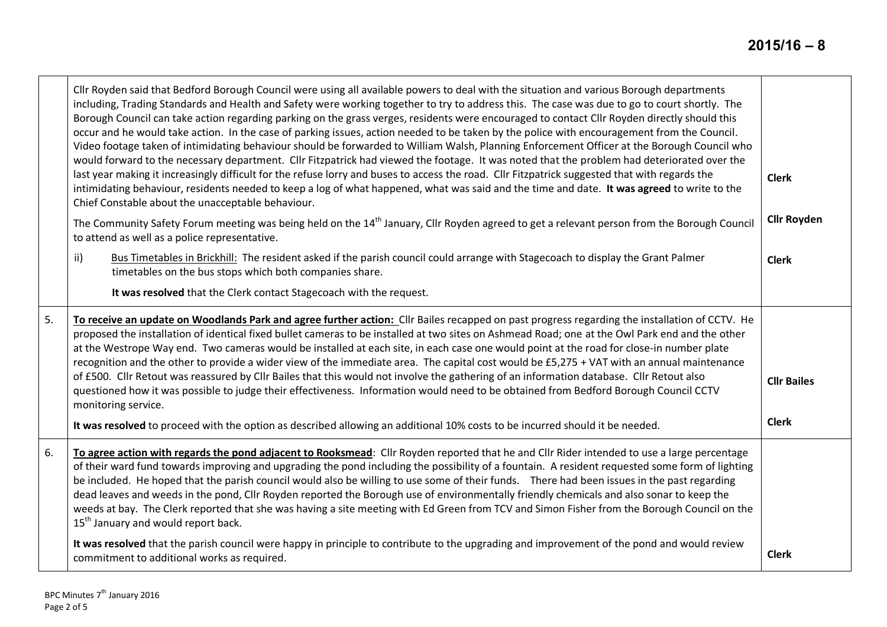| | | |
|---|---|---|
| | Cllr Royden said that Bedford Borough Council were using all available powers to deal with the situation and various Borough departments including, Trading Standards and Health and Safety were working together to try to address this. The case was due to go to court shortly. The Borough Council can take action regarding parking on the grass verges, residents were encouraged to contact Cllr Royden directly should this occur and he would take action. In the case of parking issues, action needed to be taken by the police with encouragement from the Council. Video footage taken of intimidating behaviour should be forwarded to William Walsh, Planning Enforcement Officer at the Borough Council who would forward to the necessary department. Cllr Fitzpatrick had viewed the footage. It was noted that the problem had deteriorated over the last year making it increasingly difficult for the refuse lorry and buses to access the road. Cllr Fitzpatrick suggested that with regards the intimidating behaviour, residents needed to keep a log of what happened, what was said and the time and date. **It was agreed** to write to the Chief Constable about the unacceptable behaviour.<br><br>The Community Safety Forum meeting was being held on the 14th January, Cllr Royden agreed to get a relevant person from the Borough Council to attend as well as a police representative.<br><br>ii) <u>Bus Timetables in Brickhill:</u> The resident asked if the parish council could arrange with Stagecoach to display the Grant Palmer timetables on the bus stops which both companies share.<br><br>**It was resolved** that the Clerk contact Stagecoach with the request. | **Clerk**<br><br>**Cllr Royden**<br><br>**Clerk** |
| 5. | **<u>To receive an update on Woodlands Park and agree further action:</u>** Cllr Bailes recapped on past progress regarding the installation of CCTV. He proposed the installation of identical fixed bullet cameras to be installed at two sites on Ashmead Road; one at the Owl Park end and the other at the Westrope Way end. Two cameras would be installed at each site, in each case one would point at the road for close-in number plate recognition and the other to provide a wider view of the immediate area. The capital cost would be £5,275 + VAT with an annual maintenance of £500. Cllr Retout was reassured by Cllr Bailes that this would not involve the gathering of an information database. Cllr Retout also questioned how it was possible to judge their effectiveness. Information would need to be obtained from Bedford Borough Council CCTV monitoring service.<br><br>**It was resolved** to proceed with the option as described allowing an additional 10% costs to be incurred should it be needed. | **Cllr Bailes**<br><br>**Clerk** |
| 6. | **<u>To agree action with regards the pond adjacent to Rooksmead</u>**: Cllr Royden reported that he and Cllr Rider intended to use a large percentage of their ward fund towards improving and upgrading the pond including the possibility of a fountain. A resident requested some form of lighting be included. He hoped that the parish council would also be willing to use some of their funds. There had been issues in the past regarding dead leaves and weeds in the pond, Cllr Royden reported the Borough use of environmentally friendly chemicals and also sonar to keep the weeds at bay. The Clerk reported that she was having a site meeting with Ed Green from TCV and Simon Fisher from the Borough Council on the 15th January and would report back.<br><br>**It was resolved** that the parish council were happy in principle to contribute to the upgrading and improvement of the pond and would review commitment to additional works as required. | **Clerk** |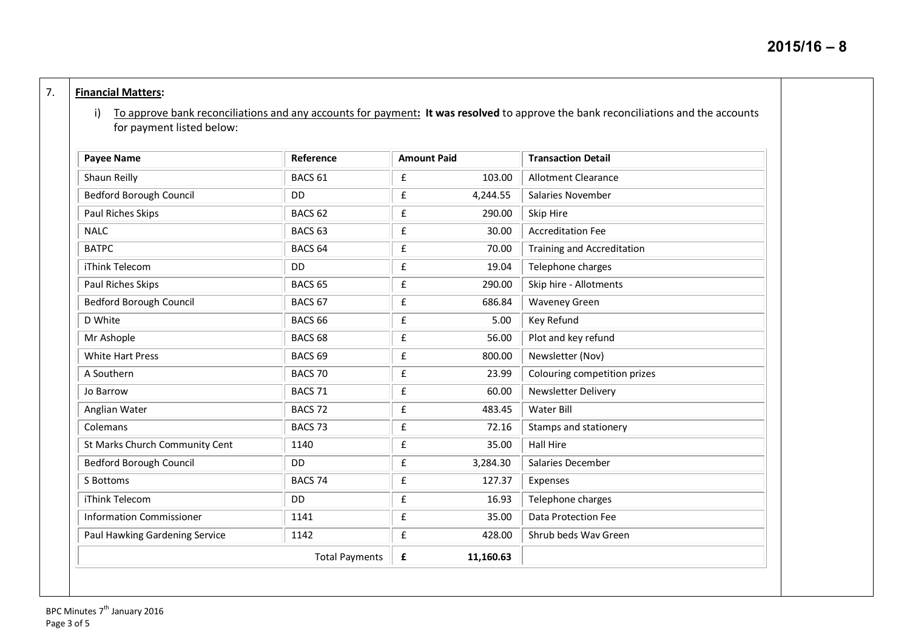7. **Financial Matters:**

i) To approve bank reconciliations and any accounts for payment: **It was resolved** to approve the bank reconciliations and the accounts for payment listed below:

| Payee Name | Reference | Amount Paid | Transaction Detail |
|---|---|---|---|
| Shaun Reilly | BACS 61 | £ 103.00 | Allotment Clearance |
| Bedford Borough Council | DD | £ 4,244.55 | Salaries November |
| Paul Riches Skips | BACS 62 | £ 290.00 | Skip Hire |
| NALC | BACS 63 | £ 30.00 | Accreditation Fee |
| BATPC | BACS 64 | £ 70.00 | Training and Accreditation |
| iThink Telecom | DD | £ 19.04 | Telephone charges |
| Paul Riches Skips | BACS 65 | £ 290.00 | Skip hire - Allotments |
| Bedford Borough Council | BACS 67 | £ 686.84 | Waveney Green |
| D White | BACS 66 | £ 5.00 | Key Refund |
| Mr Ashople | BACS 68 | £ 56.00 | Plot and key refund |
| White Hart Press | BACS 69 | £ 800.00 | Newsletter (Nov) |
| A Southern | BACS 70 | £ 23.99 | Colouring competition prizes |
| Jo Barrow | BACS 71 | £ 60.00 | Newsletter Delivery |
| Anglian Water | BACS 72 | £ 483.45 | Water Bill |
| Colemans | BACS 73 | £ 72.16 | Stamps and stationery |
| St Marks Church Community Cent | 1140 | £ 35.00 | Hall Hire |
| Bedford Borough Council | DD | £ 3,284.30 | Salaries December |
| S Bottoms | BACS 74 | £ 127.37 | Expenses |
| iThink Telecom | DD | £ 16.93 | Telephone charges |
| Information Commissioner | 1141 | £ 35.00 | Data Protection Fee |
| Paul Hawking Gardening Service | 1142 | £ 428.00 | Shrub beds Wav Green |
| | Total Payments | **£ 11,160.63** | |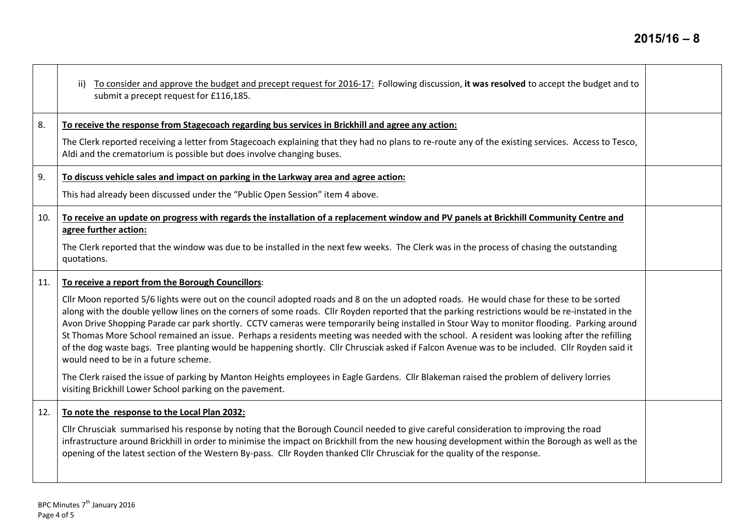| | | |
|---|---|---|
| | ii) To consider and approve the budget and precept request for 2016-17: Following discussion, **it was resolved** to accept the budget and to submit a precept request for £116,185. | |
| 8. | **To receive the response from Stagecoach regarding bus services in Brickhill and agree any action:**<br><br>The Clerk reported receiving a letter from Stagecoach explaining that they had no plans to re-route any of the existing services. Access to Tesco, Aldi and the crematorium is possible but does involve changing buses. | |
| 9. | **To discuss vehicle sales and impact on parking in the Larkway area and agree action:**<br><br>This had already been discussed under the "Public Open Session" item 4 above. | |
| 10. | **To receive an update on progress with regards the installation of a replacement window and PV panels at Brickhill Community Centre and agree further action:**<br><br>The Clerk reported that the window was due to be installed in the next few weeks. The Clerk was in the process of chasing the outstanding quotations. | |
| 11. | **To receive a report from the Borough Councillors**:<br><br>Cllr Moon reported 5/6 lights were out on the council adopted roads and 8 on the un adopted roads. He would chase for these to be sorted along with the double yellow lines on the corners of some roads. Cllr Royden reported that the parking restrictions would be re-instated in the Avon Drive Shopping Parade car park shortly. CCTV cameras were temporarily being installed in Stour Way to monitor flooding. Parking around St Thomas More School remained an issue. Perhaps a residents meeting was needed with the school. A resident was looking after the refilling of the dog waste bags. Tree planting would be happening shortly. Cllr Chrusciak asked if Falcon Avenue was to be included. Cllr Royden said it would need to be in a future scheme.<br><br>The Clerk raised the issue of parking by Manton Heights employees in Eagle Gardens. Cllr Blakeman raised the problem of delivery lorries visiting Brickhill Lower School parking on the pavement. | |
| 12. | **To note the response to the Local Plan 2032:**<br><br>Cllr Chrusciak summarised his response by noting that the Borough Council needed to give careful consideration to improving the road infrastructure around Brickhill in order to minimise the impact on Brickhill from the new housing development within the Borough as well as the opening of the latest section of the Western By-pass. Cllr Royden thanked Cllr Chrusciak for the quality of the response. | |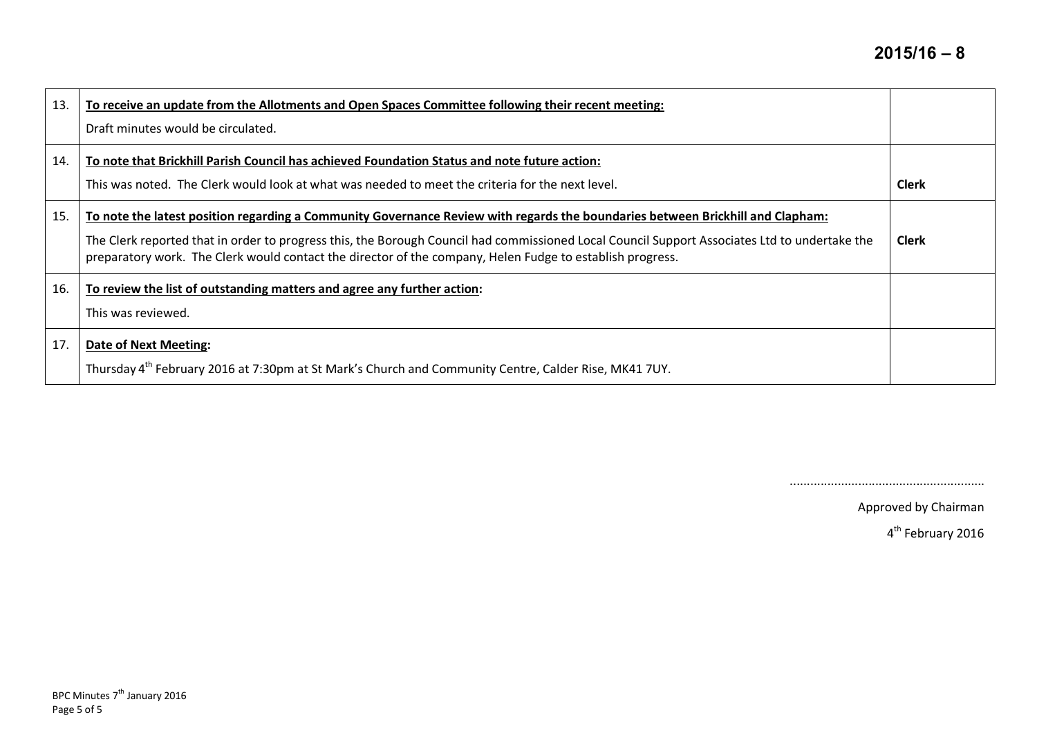**2015/16 – 8**

| | | |
|---|---|---|
| 13. | **To receive an update from the Allotments and Open Spaces Committee following their recent meeting:**<br><br>Draft minutes would be circulated. | |
| 14. | **To note that Brickhill Parish Council has achieved Foundation Status and note future action:**<br><br>This was noted. The Clerk would look at what was needed to meet the criteria for the next level. | **Clerk** |
| 15. | **To note the latest position regarding a Community Governance Review with regards the boundaries between Brickhill and Clapham:**<br><br>The Clerk reported that in order to progress this, the Borough Council had commissioned Local Council Support Associates Ltd to undertake the preparatory work. The Clerk would contact the director of the company, Helen Fudge to establish progress. | **Clerk** |
| 16. | **To review the list of outstanding matters and agree any further action:**<br><br>This was reviewed. | |
| 17. | **Date of Next Meeting:**<br><br>Thursday 4th February 2016 at 7:30pm at St Mark's Church and Community Centre, Calder Rise, MK41 7UY. | |

........................................................

Approved by Chairman

4th February 2016

BPC Minutes 7th January 2016